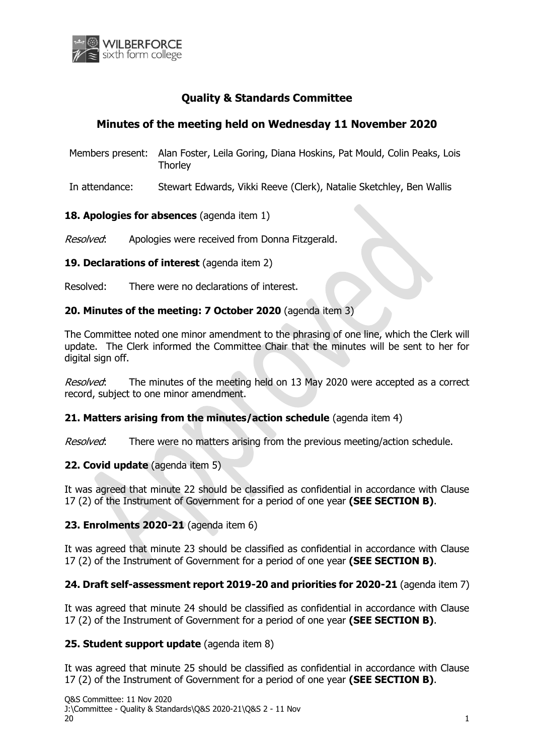# Quality & Standards Committee

## Minutes of the meeting held on Wednesday 11 November 2020

Members present: Alan Foster, Leila Goring, Diana Hoskins, Pat Mould, Colin Peaks, Lois Thorley

In attendance: Stewart Edwards, Vikki Reeve (Clerk), Natalie Sketchley, Ben Wallis

**18. Apologies for absences** (agenda item 1)

*Resolved*: Apologies were received from Donna Fitzgerald.

**19. Declarations of interest** (agenda item 2)

Resolved: There were no declarations of interest.

**20. Minutes of the meeting: 7 October 2020** (agenda item 3)

The Committee noted one minor amendment to the phrasing of one line, which the Clerk will update. The Clerk informed the Committee Chair that the minutes will be sent to her for digital sign off.

*Resolved*: The minutes of the meeting held on 13 May 2020 were accepted as a correct record, subject to one minor amendment.

**21. Matters arising from the minutes/action schedule** (agenda item 4)

*Resolved*: There were no matters arising from the previous meeting/action schedule.

**22. Covid update** (agenda item 5)

It was agreed that minute 22 should be classified as confidential in accordance with Clause 17 (2) of the Instrument of Government for a period of one year **(SEE SECTION B)**.

**23. Enrolments 2020-21** (agenda item 6)

It was agreed that minute 23 should be classified as confidential in accordance with Clause 17 (2) of the Instrument of Government for a period of one year **(SEE SECTION B)**.

**24. Draft self-assessment report 2019-20 and priorities for 2020-21** (agenda item 7)

It was agreed that minute 24 should be classified as confidential in accordance with Clause 17 (2) of the Instrument of Government for a period of one year **(SEE SECTION B)**.

**25. Student support update** (agenda item 8)

It was agreed that minute 25 should be classified as confidential in accordance with Clause 17 (2) of the Instrument of Government for a period of one year **(SEE SECTION B)**.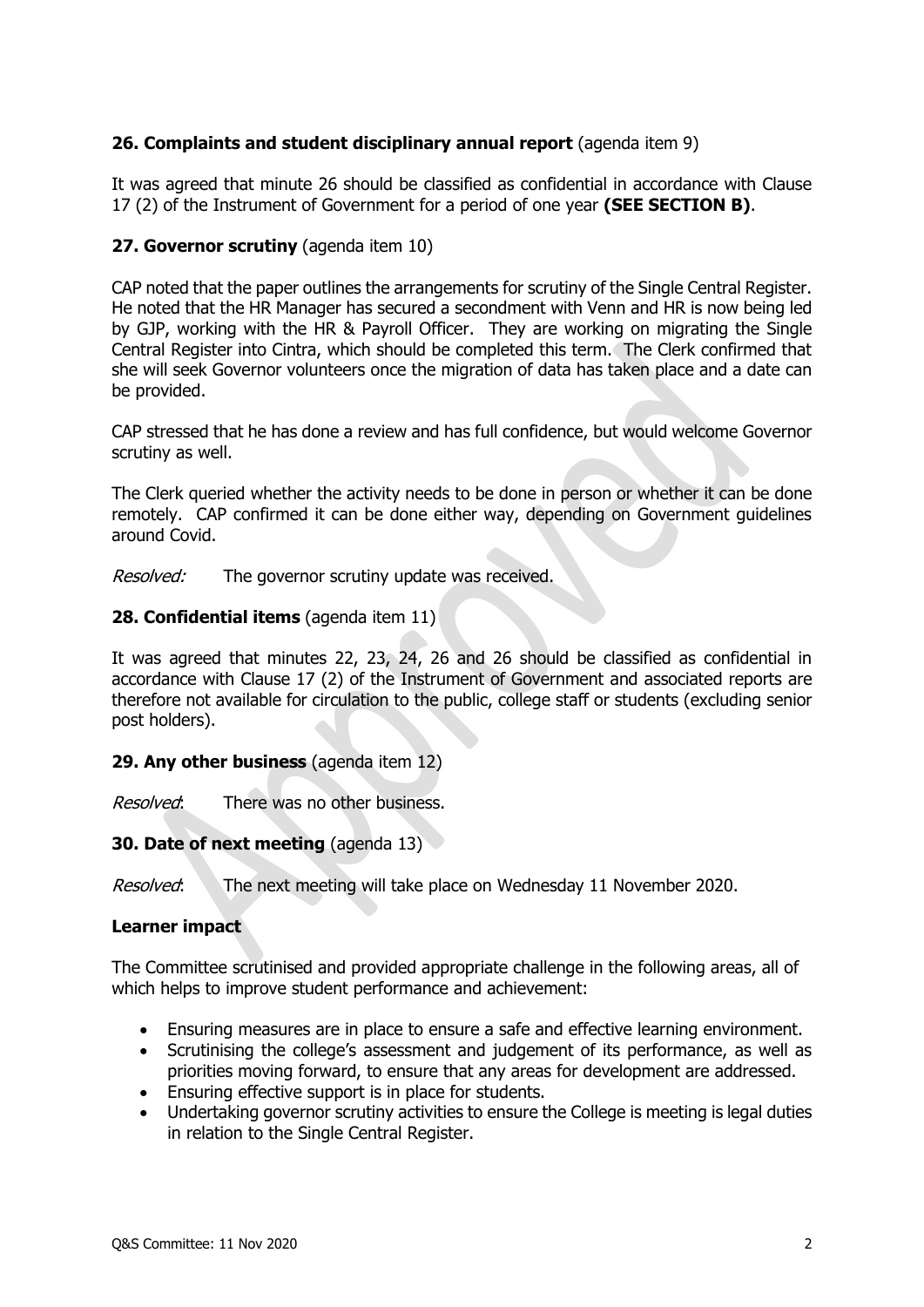**26. Complaints and student disciplinary annual report** (agenda item 9)

It was agreed that minute 26 should be classified as confidential in accordance with Clause 17 (2) of the Instrument of Government for a period of one year **(SEE SECTION B)**.

**27. Governor scrutiny** (agenda item 10)

CAP noted that the paper outlines the arrangements for scrutiny of the Single Central Register. He noted that the HR Manager has secured a secondment with Venn and HR is now being led by GJP, working with the HR & Payroll Officer. They are working on migrating the Single Central Register into Cintra, which should be completed this term. The Clerk confirmed that she will seek Governor volunteers once the migration of data has taken place and a date can be provided.

CAP stressed that he has done a review and has full confidence, but would welcome Governor scrutiny as well.

The Clerk queried whether the activity needs to be done in person or whether it can be done remotely. CAP confirmed it can be done either way, depending on Government guidelines around Covid.

*Resolved:* The governor scrutiny update was received.

**28. Confidential items** (agenda item 11)

It was agreed that minutes 22, 23, 24, 26 and 26 should be classified as confidential in accordance with Clause 17 (2) of the Instrument of Government and associated reports are therefore not available for circulation to the public, college staff or students (excluding senior post holders).

**29. Any other business** (agenda item 12)

*Resolved*: There was no other business.

**30. Date of next meeting** (agenda 13)

*Resolved*: The next meeting will take place on Wednesday 11 November 2020.

**Learner impact**

The Committee scrutinised and provided appropriate challenge in the following areas, all of which helps to improve student performance and achievement:

- Ensuring measures are in place to ensure a safe and effective learning environment.
- Scrutinising the college's assessment and judgement of its performance, as well as priorities moving forward, to ensure that any areas for development are addressed.
- Ensuring effective support is in place for students.
- Undertaking governor scrutiny activities to ensure the College is meeting is legal duties in relation to the Single Central Register.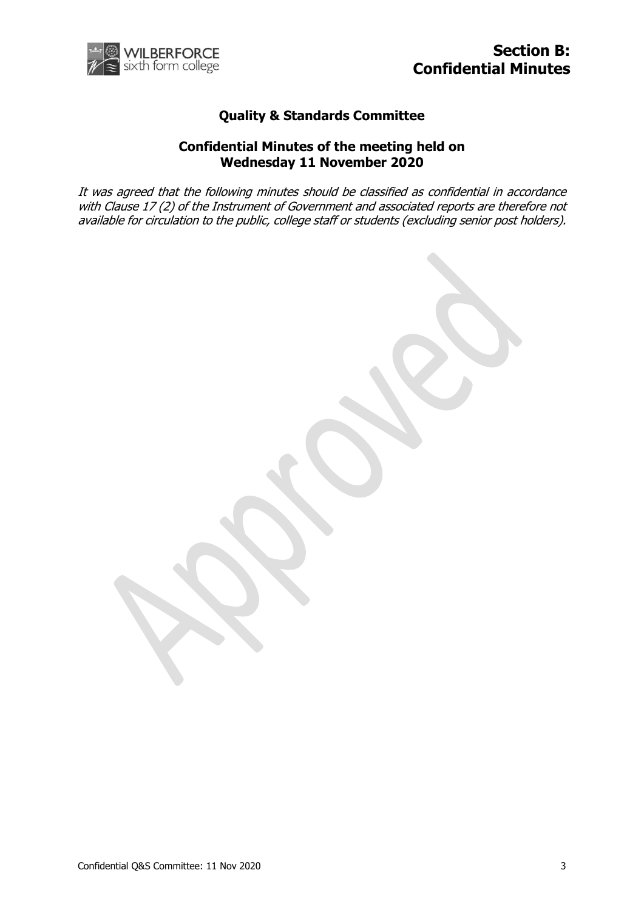# Section B: Confidential Minutes

## Quality & Standards Committee

### Confidential Minutes of the meeting held on Wednesday 11 November 2020

*It was agreed that the following minutes should be classified as confidential in accordance with Clause 17 (2) of the Instrument of Government and associated reports are therefore not available for circulation to the public, college staff or students (excluding senior post holders).*